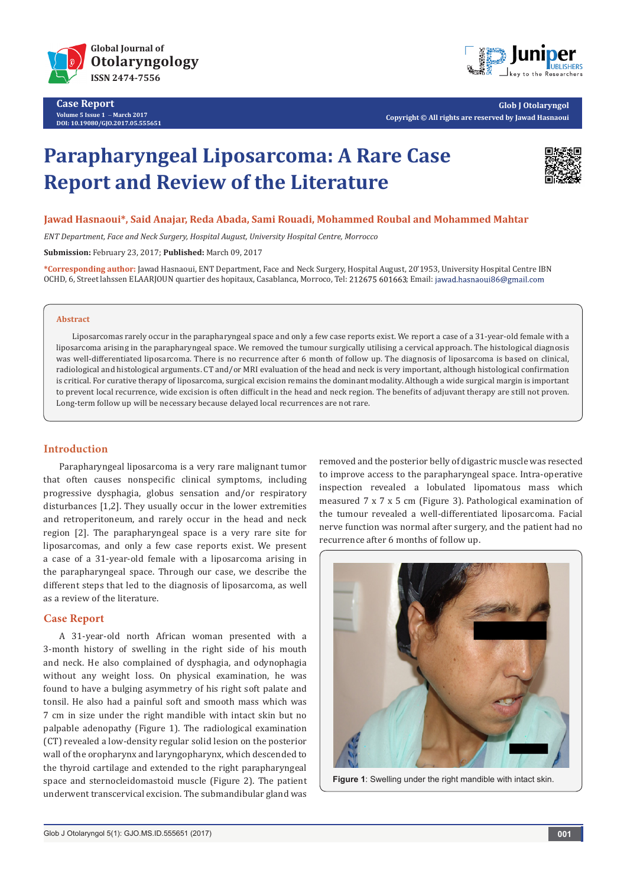# Parapharyngeal Liposarcoma: A Rare Case Report and Review of the Literature

**Jawad Hasnaoui*, Said Anajar, Reda Abada, Sami Rouadi, Mohammed Roubal and Mohammed Mahtar**

*ENT Department, Face and Neck Surgery, Hospital August, University Hospital Centre, Morrocco*

**Submission:** February 23, 2017; **Published:** March 09, 2017

***Corresponding author:** Jawad Hasnaoui, ENT Department, Face and Neck Surgery, Hospital August, 20'1953, University Hospital Centre IBN OCHD, 6, Street lahssen ELAARJOUN quartier des hopitaux, Casablanca, Morroco, Tel: 212675 601663; Email: jawad.hasnaoui86@gmail.com

## Abstract

Liposarcomas rarely occur in the parapharyngeal space and only a few case reports exist. We report a case of a 31-year-old female with a liposarcoma arising in the parapharyngeal space. We removed the tumour surgically utilising a cervical approach. The histological diagnosis was well-differentiated liposarcoma. There is no recurrence after 6 month of follow up. The diagnosis of liposarcoma is based on clinical, radiological and histological arguments. CT and/or MRI evaluation of the head and neck is very important, although histological confirmation is critical. For curative therapy of liposarcoma, surgical excision remains the dominant modality. Although a wide surgical margin is important to prevent local recurrence, wide excision is often difficult in the head and neck region. The benefits of adjuvant therapy are still not proven. Long-term follow up will be necessary because delayed local recurrences are not rare.

## Introduction

Parapharyngeal liposarcoma is a very rare malignant tumor that often causes nonspecific clinical symptoms, including progressive dysphagia, globus sensation and/or respiratory disturbances [1,2]. They usually occur in the lower extremities and retroperitoneum, and rarely occur in the head and neck region [2]. The parapharyngeal space is a very rare site for liposarcomas, and only a few case reports exist. We present a case of a 31-year-old female with a liposarcoma arising in the parapharyngeal space. Through our case, we describe the different steps that led to the diagnosis of liposarcoma, as well as a review of the literature.

## Case Report

A 31-year-old north African woman presented with a 3-month history of swelling in the right side of his mouth and neck. He also complained of dysphagia, and odynophagia without any weight loss. On physical examination, he was found to have a bulging asymmetry of his right soft palate and tonsil. He also had a painful soft and smooth mass which was 7 cm in size under the right mandible with intact skin but no palpable adenopathy (Figure 1). The radiological examination (CT) revealed a low-density regular solid lesion on the posterior wall of the oropharynx and laryngopharynx, which descended to the thyroid cartilage and extended to the right parapharyngeal space and sternocleidomastoid muscle (Figure 2). The patient underwent transcervical excision. The submandibular gland was removed and the posterior belly of digastric muscle was resected to improve access to the parapharyngeal space. Intra-operative inspection revealed a lobulated lipomatous mass which measured 7 x 7 x 5 cm (Figure 3). Pathological examination of the tumour revealed a well-differentiated liposarcoma. Facial nerve function was normal after surgery, and the patient had no recurrence after 6 months of follow up.

**Figure 1**: Swelling under the right mandible with intact skin.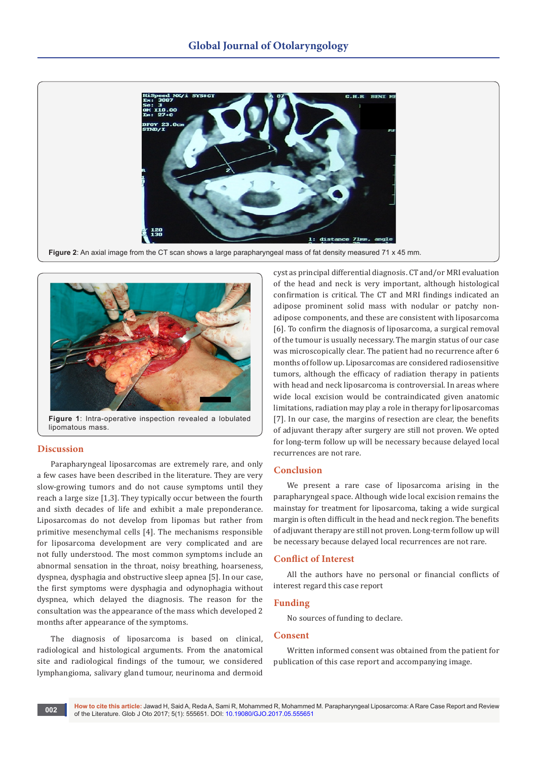Figure 2: An axial image from the CT scan shows a large parapharyngeal mass of fat density measured 71 x 45 mm.

Figure 1: Intra-operative inspection revealed a lobulated lipomatous mass.

## Discussion

Parapharyngeal liposarcomas are extremely rare, and only a few cases have been described in the literature. They are very slow-growing tumors and do not cause symptoms until they reach a large size [1,3]. They typically occur between the fourth and sixth decades of life and exhibit a male preponderance. Liposarcomas do not develop from lipomas but rather from primitive mesenchymal cells [4]. The mechanisms responsible for liposarcoma development are very complicated and are not fully understood. The most common symptoms include an abnormal sensation in the throat, noisy breathing, hoarseness, dyspnea, dysphagia and obstructive sleep apnea [5]. In our case, the first symptoms were dysphagia and odynophagia without dyspnea, which delayed the diagnosis. The reason for the consultation was the appearance of the mass which developed 2 months after appearance of the symptoms.

The diagnosis of liposarcoma is based on clinical, radiological and histological arguments. From the anatomical site and radiological findings of the tumour, we considered lymphangioma, salivary gland tumour, neurinoma and dermoid cyst as principal differential diagnosis. CT and/or MRI evaluation of the head and neck is very important, although histological confirmation is critical. The CT and MRI findings indicated an adipose prominent solid mass with nodular or patchy non-adipose components, and these are consistent with liposarcoma [6]. To confirm the diagnosis of liposarcoma, a surgical removal of the tumour is usually necessary. The margin status of our case was microscopically clear. The patient had no recurrence after 6 months of follow up. Liposarcomas are considered radiosensitive tumors, although the efficacy of radiation therapy in patients with head and neck liposarcoma is controversial. In areas where wide local excision would be contraindicated given anatomic limitations, radiation may play a role in therapy for liposarcomas [7]. In our case, the margins of resection are clear, the benefits of adjuvant therapy after surgery are still not proven. We opted for long-term follow up will be necessary because delayed local recurrences are not rare.

## Conclusion

We present a rare case of liposarcoma arising in the parapharyngeal space. Although wide local excision remains the mainstay for treatment for liposarcoma, taking a wide surgical margin is often difficult in the head and neck region. The benefits of adjuvant therapy are still not proven. Long-term follow up will be necessary because delayed local recurrences are not rare.

## Conflict of Interest

All the authors have no personal or financial conflicts of interest regard this case report

## Funding

No sources of funding to declare.

## Consent

Written informed consent was obtained from the patient for publication of this case report and accompanying image.

**How to cite this article:** Jawad H, Said A, Reda A, Sami R, Mohammed R, Mohammed M. Parapharyngeal Liposarcoma: A Rare Case Report and Review of the Literature. Glob J Oto 2017; 5(1): 555651. DOI: 10.19080/GJO.2017.05.555651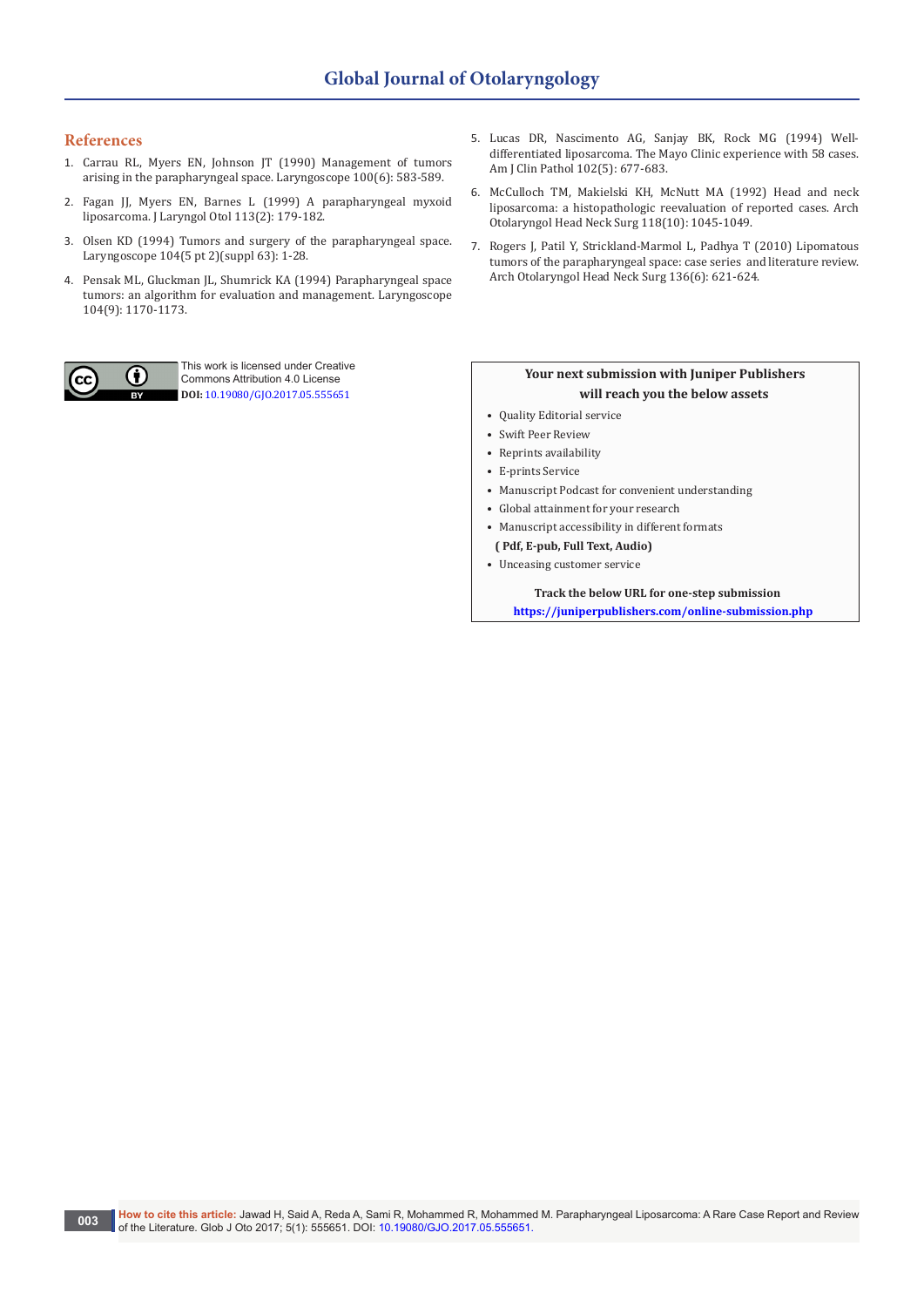## References

1. Carrau RL, Myers EN, Johnson JT (1990) Management of tumors arising in the parapharyngeal space. Laryngoscope 100(6): 583-589.
2. Fagan JJ, Myers EN, Barnes L (1999) A parapharyngeal myxoid liposarcoma. J Laryngol Otol 113(2): 179-182.
3. Olsen KD (1994) Tumors and surgery of the parapharyngeal space. Laryngoscope 104(5 pt 2)(suppl 63): 1-28.
4. Pensak ML, Gluckman JL, Shumrick KA (1994) Parapharyngeal space tumors: an algorithm for evaluation and management. Laryngoscope 104(9): 1170-1173.
5. Lucas DR, Nascimento AG, Sanjay BK, Rock MG (1994) Well-differentiated liposarcoma. The Mayo Clinic experience with 58 cases. Am J Clin Pathol 102(5): 677-683.
6. McCulloch TM, Makielski KH, McNutt MA (1992) Head and neck liposarcoma: a histopathologic reevaluation of reported cases. Arch Otolaryngol Head Neck Surg 118(10): 1045-1049.
7. Rogers J, Patil Y, Strickland-Marmol L, Padhya T (2010) Lipomatous tumors of the parapharyngeal space: case series and literature review. Arch Otolaryngol Head Neck Surg 136(6): 621-624.

This work is licensed under Creative Commons Attribution 4.0 License
**DOI:** 10.19080/GJO.2017.05.555651

**Your next submission with Juniper Publishers will reach you the below assets**

- Quality Editorial service
- Swift Peer Review
- Reprints availability
- E-prints Service
- Manuscript Podcast for convenient understanding
- Global attainment for your research
- Manuscript accessibility in different formats

**( Pdf, E-pub, Full Text, Audio)**

- Unceasing customer service

**Track the below URL for one-step submission**
**https://juniperpublishers.com/online-submission.php**

**How to cite this article:** Jawad H, Said A, Reda A, Sami R, Mohammed R, Mohammed M. Parapharyngeal Liposarcoma: A Rare Case Report and Review of the Literature. Glob J Oto 2017; 5(1): 555651. DOI: 10.19080/GJO.2017.05.555651.